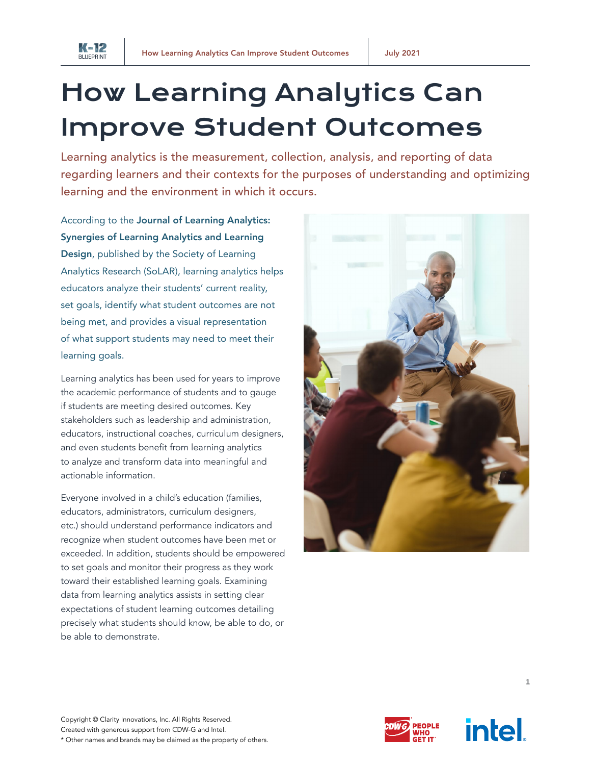# How Learning Analytics Can Improve Student Outcomes

Learning analytics is the measurement, collection, analysis, and reporting of data regarding learners and their contexts for the purposes of understanding and optimizing learning and the environment in which it occurs.

According to the **Journal of Learning Analytics: Synergies of Learning Analytics and Learning Design**, published by the Society of Learning Analytics Research (SoLAR), learning analytics helps educators analyze their students' current reality, set goals, identify what student outcomes are not being met, and provides a visual representation of what support students may need to meet their learning goals.

Learning analytics has been used for years to improve the academic performance of students and to gauge if students are meeting desired outcomes. Key stakeholders such as leadership and administration, educators, instructional coaches, curriculum designers, and even students benefit from learning analytics to analyze and transform data into meaningful and actionable information.

Everyone involved in a child's education (families, educators, administrators, curriculum designers, etc.) should understand performance indicators and recognize when student outcomes have been met or exceeded. In addition, students should be empowered to set goals and monitor their progress as they work toward their established learning goals. Examining data from learning analytics assists in setting clear expectations of student learning outcomes detailing precisely what students should know, be able to do, or be able to demonstrate.

Copyright © Clarity Innovations, Inc. All Rights Reserved.
Created with generous support from CDW-G and Intel.
* Other names and brands may be claimed as the property of others.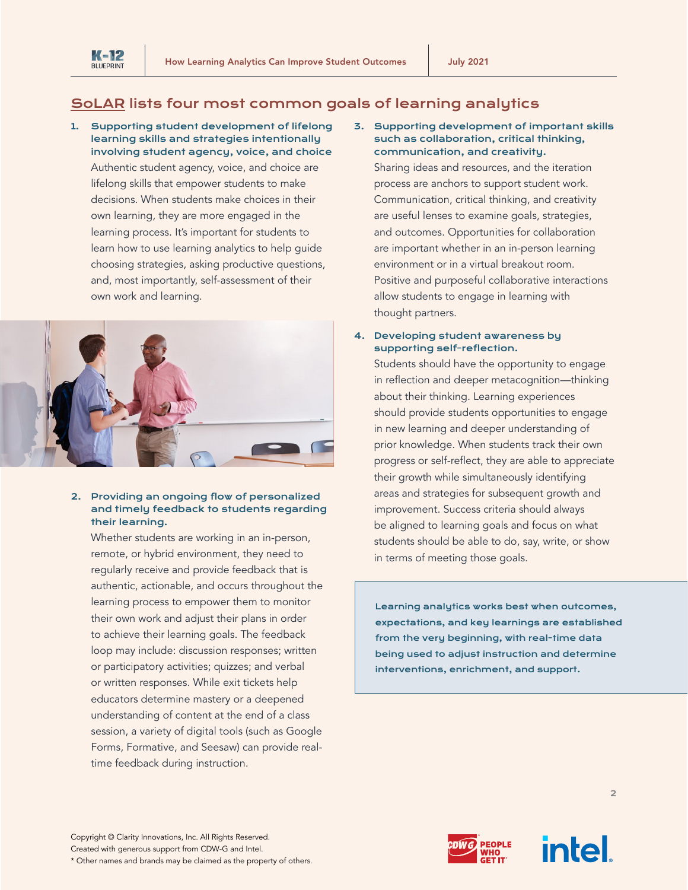## SoLAR lists four most common goals of learning analytics

1. **Supporting student development of lifelong learning skills and strategies intentionally involving student agency, voice, and choice**

   Authentic student agency, voice, and choice are lifelong skills that empower students to make decisions. When students make choices in their own learning, they are more engaged in the learning process. It's important for students to learn how to use learning analytics to help guide choosing strategies, asking productive questions, and, most importantly, self-assessment of their own work and learning.

2. **Providing an ongoing flow of personalized and timely feedback to students regarding their learning.**

   Whether students are working in an in-person, remote, or hybrid environment, they need to regularly receive and provide feedback that is authentic, actionable, and occurs throughout the learning process to empower them to monitor their own work and adjust their plans in order to achieve their learning goals. The feedback loop may include: discussion responses; written or participatory activities; quizzes; and verbal or written responses. While exit tickets help educators determine mastery or a deepened understanding of content at the end of a class session, a variety of digital tools (such as Google Forms, Formative, and Seesaw) can provide real-time feedback during instruction.

3. **Supporting development of important skills such as collaboration, critical thinking, communication, and creativity.**

   Sharing ideas and resources, and the iteration process are anchors to support student work. Communication, critical thinking, and creativity are useful lenses to examine goals, strategies, and outcomes. Opportunities for collaboration are important whether in an in-person learning environment or in a virtual breakout room. Positive and purposeful collaborative interactions allow students to engage in learning with thought partners.

4. **Developing student awareness by supporting self-reflection.**

   Students should have the opportunity to engage in reflection and deeper metacognition—thinking about their thinking. Learning experiences should provide students opportunities to engage in new learning and deeper understanding of prior knowledge. When students track their own progress or self-reflect, they are able to appreciate their growth while simultaneously identifying areas and strategies for subsequent growth and improvement. Success criteria should always be aligned to learning goals and focus on what students should be able to do, say, write, or show in terms of meeting those goals.

> **Learning analytics works best when outcomes, expectations, and key learnings are established from the very beginning, with real-time data being used to adjust instruction and determine interventions, enrichment, and support.**

Copyright © Clarity Innovations, Inc. All Rights Reserved.
Created with generous support from CDW-G and Intel.
* Other names and brands may be claimed as the property of others.